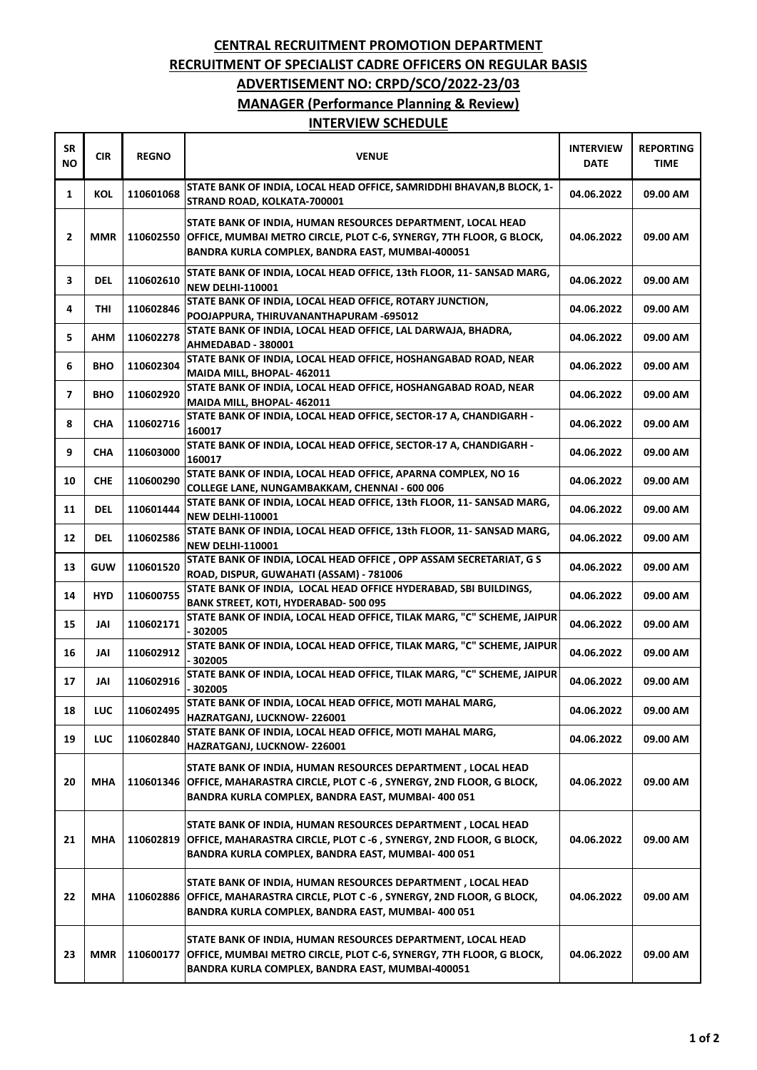# CENTRAL RECRUITMENT PROMOTION DEPARTMENT

## RECRUITMENT OF SPECIALIST CADRE OFFICERS ON REGULAR BASIS

## ADVERTISEMENT NO: CRPD/SCO/2022-23/03

## MANAGER (Performance Planning & Review)

## INTERVIEW SCHEDULE

| SR NO | CIR | REGNO | VENUE | INTERVIEW DATE | REPORTING TIME |
|---|---|---|---|---|---|
| 1 | KOL | 110601068 | STATE BANK OF INDIA, LOCAL HEAD OFFICE, SAMRIDDHI BHAVAN,B BLOCK, 1- STRAND ROAD, KOLKATA-700001 | 04.06.2022 | 09.00 AM |
| 2 | MMR | 110602550 | STATE BANK OF INDIA, HUMAN RESOURCES DEPARTMENT, LOCAL HEAD OFFICE, MUMBAI METRO CIRCLE, PLOT C-6, SYNERGY, 7TH FLOOR, G BLOCK, BANDRA KURLA COMPLEX, BANDRA EAST, MUMBAI-400051 | 04.06.2022 | 09.00 AM |
| 3 | DEL | 110602610 | STATE BANK OF INDIA, LOCAL HEAD OFFICE, 13th FLOOR, 11- SANSAD MARG, NEW DELHI-110001 | 04.06.2022 | 09.00 AM |
| 4 | THI | 110602846 | STATE BANK OF INDIA, LOCAL HEAD OFFICE, ROTARY JUNCTION, POOJAPPURA, THIRUVANANTHAPURAM -695012 | 04.06.2022 | 09.00 AM |
| 5 | AHM | 110602278 | STATE BANK OF INDIA, LOCAL HEAD OFFICE, LAL DARWAJA, BHADRA, AHMEDABAD - 380001 | 04.06.2022 | 09.00 AM |
| 6 | BHO | 110602304 | STATE BANK OF INDIA, LOCAL HEAD OFFICE, HOSHANGABAD ROAD, NEAR MAIDA MILL, BHOPAL- 462011 | 04.06.2022 | 09.00 AM |
| 7 | BHO | 110602920 | STATE BANK OF INDIA, LOCAL HEAD OFFICE, HOSHANGABAD ROAD, NEAR MAIDA MILL, BHOPAL- 462011 | 04.06.2022 | 09.00 AM |
| 8 | CHA | 110602716 | STATE BANK OF INDIA, LOCAL HEAD OFFICE, SECTOR-17 A, CHANDIGARH - 160017 | 04.06.2022 | 09.00 AM |
| 9 | CHA | 110603000 | STATE BANK OF INDIA, LOCAL HEAD OFFICE, SECTOR-17 A, CHANDIGARH - 160017 | 04.06.2022 | 09.00 AM |
| 10 | CHE | 110600290 | STATE BANK OF INDIA, LOCAL HEAD OFFICE, APARNA COMPLEX, NO 16 COLLEGE LANE, NUNGAMBAKKAM, CHENNAI - 600 006 | 04.06.2022 | 09.00 AM |
| 11 | DEL | 110601444 | STATE BANK OF INDIA, LOCAL HEAD OFFICE, 13th FLOOR, 11- SANSAD MARG, NEW DELHI-110001 | 04.06.2022 | 09.00 AM |
| 12 | DEL | 110602586 | STATE BANK OF INDIA, LOCAL HEAD OFFICE, 13th FLOOR, 11- SANSAD MARG, NEW DELHI-110001 | 04.06.2022 | 09.00 AM |
| 13 | GUW | 110601520 | STATE BANK OF INDIA, LOCAL HEAD OFFICE , OPP ASSAM SECRETARIAT, G S ROAD, DISPUR, GUWAHATI (ASSAM) - 781006 | 04.06.2022 | 09.00 AM |
| 14 | HYD | 110600755 | STATE BANK OF INDIA, LOCAL HEAD OFFICE HYDERABAD, SBI BUILDINGS, BANK STREET, KOTI, HYDERABAD- 500 095 | 04.06.2022 | 09.00 AM |
| 15 | JAI | 110602171 | STATE BANK OF INDIA, LOCAL HEAD OFFICE, TILAK MARG, "C" SCHEME, JAIPUR - 302005 | 04.06.2022 | 09.00 AM |
| 16 | JAI | 110602912 | STATE BANK OF INDIA, LOCAL HEAD OFFICE, TILAK MARG, "C" SCHEME, JAIPUR - 302005 | 04.06.2022 | 09.00 AM |
| 17 | JAI | 110602916 | STATE BANK OF INDIA, LOCAL HEAD OFFICE, TILAK MARG, "C" SCHEME, JAIPUR - 302005 | 04.06.2022 | 09.00 AM |
| 18 | LUC | 110602495 | STATE BANK OF INDIA, LOCAL HEAD OFFICE, MOTI MAHAL MARG, HAZRATGANJ, LUCKNOW- 226001 | 04.06.2022 | 09.00 AM |
| 19 | LUC | 110602840 | STATE BANK OF INDIA, LOCAL HEAD OFFICE, MOTI MAHAL MARG, HAZRATGANJ, LUCKNOW- 226001 | 04.06.2022 | 09.00 AM |
| 20 | MHA | 110601346 | STATE BANK OF INDIA, HUMAN RESOURCES DEPARTMENT , LOCAL HEAD OFFICE, MAHARASTRA CIRCLE, PLOT C -6 , SYNERGY, 2ND FLOOR, G BLOCK, BANDRA KURLA COMPLEX, BANDRA EAST, MUMBAI- 400 051 | 04.06.2022 | 09.00 AM |
| 21 | MHA | 110602819 | STATE BANK OF INDIA, HUMAN RESOURCES DEPARTMENT , LOCAL HEAD OFFICE, MAHARASTRA CIRCLE, PLOT C -6 , SYNERGY, 2ND FLOOR, G BLOCK, BANDRA KURLA COMPLEX, BANDRA EAST, MUMBAI- 400 051 | 04.06.2022 | 09.00 AM |
| 22 | MHA | 110602886 | STATE BANK OF INDIA, HUMAN RESOURCES DEPARTMENT , LOCAL HEAD OFFICE, MAHARASTRA CIRCLE, PLOT C -6 , SYNERGY, 2ND FLOOR, G BLOCK, BANDRA KURLA COMPLEX, BANDRA EAST, MUMBAI- 400 051 | 04.06.2022 | 09.00 AM |
| 23 | MMR | 110600177 | STATE BANK OF INDIA, HUMAN RESOURCES DEPARTMENT, LOCAL HEAD OFFICE, MUMBAI METRO CIRCLE, PLOT C-6, SYNERGY, 7TH FLOOR, G BLOCK, BANDRA KURLA COMPLEX, BANDRA EAST, MUMBAI-400051 | 04.06.2022 | 09.00 AM |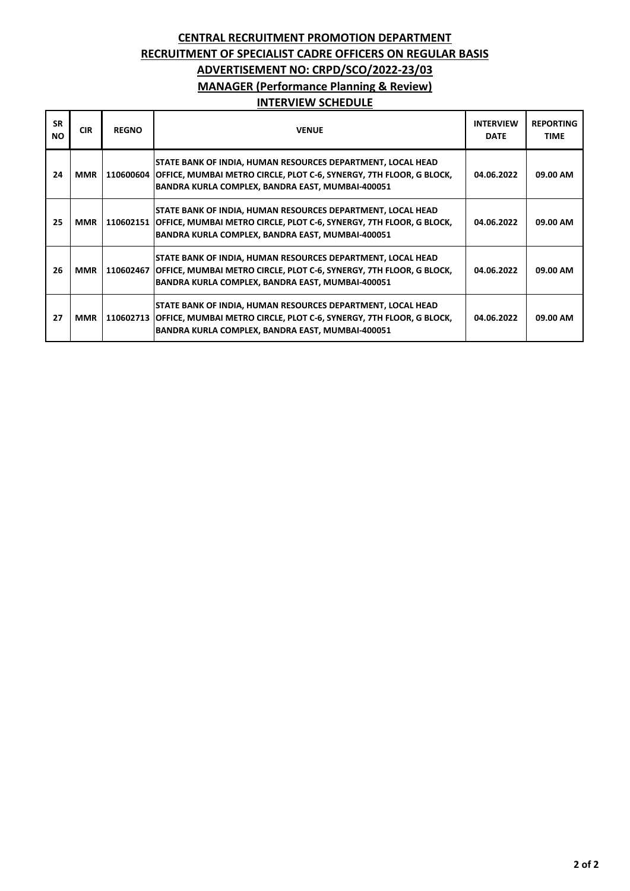# CENTRAL RECRUITMENT PROMOTION DEPARTMENT

## RECRUITMENT OF SPECIALIST CADRE OFFICERS ON REGULAR BASIS

## ADVERTISEMENT NO: CRPD/SCO/2022-23/03

## MANAGER (Performance Planning & Review)

## INTERVIEW SCHEDULE

| SR NO | CIR | REGNO | VENUE | INTERVIEW DATE | REPORTING TIME |
|---|---|---|---|---|---|
| 24 | MMR | 110600604 | STATE BANK OF INDIA, HUMAN RESOURCES DEPARTMENT, LOCAL HEAD OFFICE, MUMBAI METRO CIRCLE, PLOT C-6, SYNERGY, 7TH FLOOR, G BLOCK, BANDRA KURLA COMPLEX, BANDRA EAST, MUMBAI-400051 | 04.06.2022 | 09.00 AM |
| 25 | MMR | 110602151 | STATE BANK OF INDIA, HUMAN RESOURCES DEPARTMENT, LOCAL HEAD OFFICE, MUMBAI METRO CIRCLE, PLOT C-6, SYNERGY, 7TH FLOOR, G BLOCK, BANDRA KURLA COMPLEX, BANDRA EAST, MUMBAI-400051 | 04.06.2022 | 09.00 AM |
| 26 | MMR | 110602467 | STATE BANK OF INDIA, HUMAN RESOURCES DEPARTMENT, LOCAL HEAD OFFICE, MUMBAI METRO CIRCLE, PLOT C-6, SYNERGY, 7TH FLOOR, G BLOCK, BANDRA KURLA COMPLEX, BANDRA EAST, MUMBAI-400051 | 04.06.2022 | 09.00 AM |
| 27 | MMR | 110602713 | STATE BANK OF INDIA, HUMAN RESOURCES DEPARTMENT, LOCAL HEAD OFFICE, MUMBAI METRO CIRCLE, PLOT C-6, SYNERGY, 7TH FLOOR, G BLOCK, BANDRA KURLA COMPLEX, BANDRA EAST, MUMBAI-400051 | 04.06.2022 | 09.00 AM |